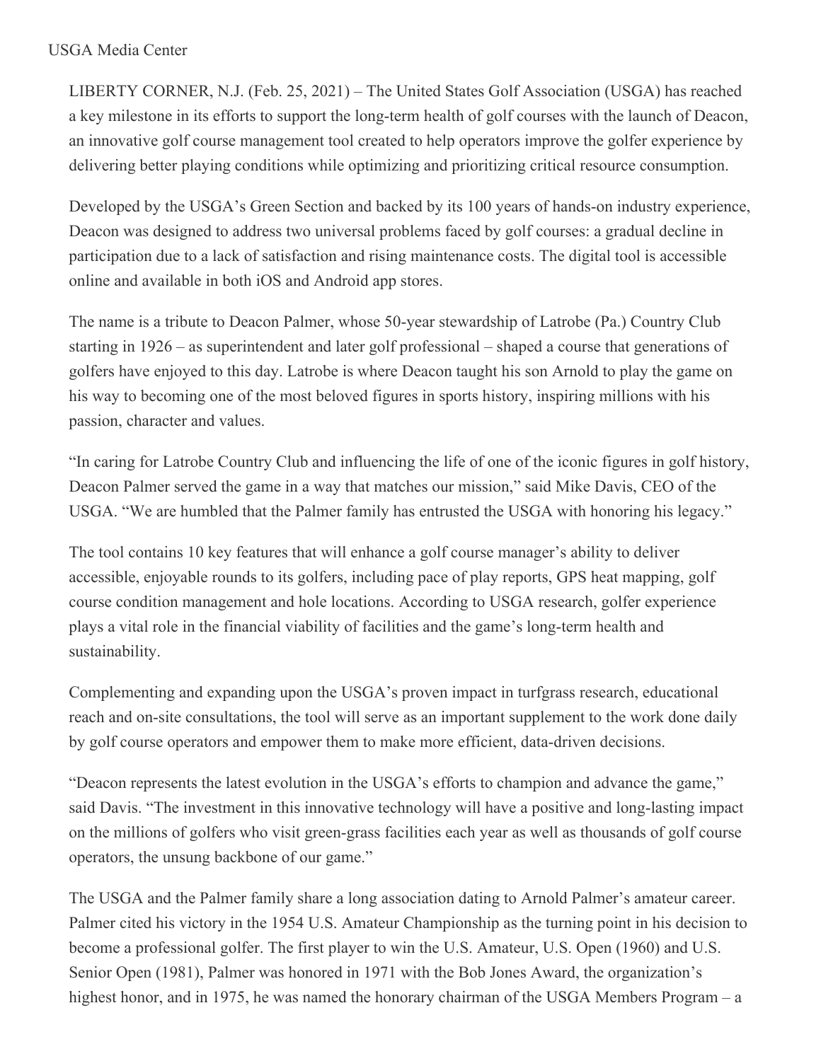USGA Media Center

LIBERTY CORNER, N.J. (Feb. 25, 2021) – The United States Golf Association (USGA) has reached a key milestone in its efforts to support the long-term health of golf courses with the launch of Deacon, an innovative golf course management tool created to help operators improve the golfer experience by delivering better playing conditions while optimizing and prioritizing critical resource consumption.

Developed by the USGA's Green Section and backed by its 100 years of hands-on industry experience, Deacon was designed to address two universal problems faced by golf courses: a gradual decline in participation due to a lack of satisfaction and rising maintenance costs. The digital tool is accessible online and available in both iOS and Android app stores.

The name is a tribute to Deacon Palmer, whose 50-year stewardship of Latrobe (Pa.) Country Club starting in 1926 – as superintendent and later golf professional – shaped a course that generations of golfers have enjoyed to this day. Latrobe is where Deacon taught his son Arnold to play the game on his way to becoming one of the most beloved figures in sports history, inspiring millions with his passion, character and values.

"In caring for Latrobe Country Club and influencing the life of one of the iconic figures in golf history, Deacon Palmer served the game in a way that matches our mission," said Mike Davis, CEO of the USGA. "We are humbled that the Palmer family has entrusted the USGA with honoring his legacy."

The tool contains 10 key features that will enhance a golf course manager's ability to deliver accessible, enjoyable rounds to its golfers, including pace of play reports, GPS heat mapping, golf course condition management and hole locations. According to USGA research, golfer experience plays a vital role in the financial viability of facilities and the game's long-term health and sustainability.

Complementing and expanding upon the USGA's proven impact in turfgrass research, educational reach and on-site consultations, the tool will serve as an important supplement to the work done daily by golf course operators and empower them to make more efficient, data-driven decisions.

"Deacon represents the latest evolution in the USGA's efforts to champion and advance the game," said Davis. "The investment in this innovative technology will have a positive and long-lasting impact on the millions of golfers who visit green-grass facilities each year as well as thousands of golf course operators, the unsung backbone of our game."

The USGA and the Palmer family share a long association dating to Arnold Palmer's amateur career. Palmer cited his victory in the 1954 U.S. Amateur Championship as the turning point in his decision to become a professional golfer. The first player to win the U.S. Amateur, U.S. Open (1960) and U.S. Senior Open (1981), Palmer was honored in 1971 with the Bob Jones Award, the organization's highest honor, and in 1975, he was named the honorary chairman of the USGA Members Program – a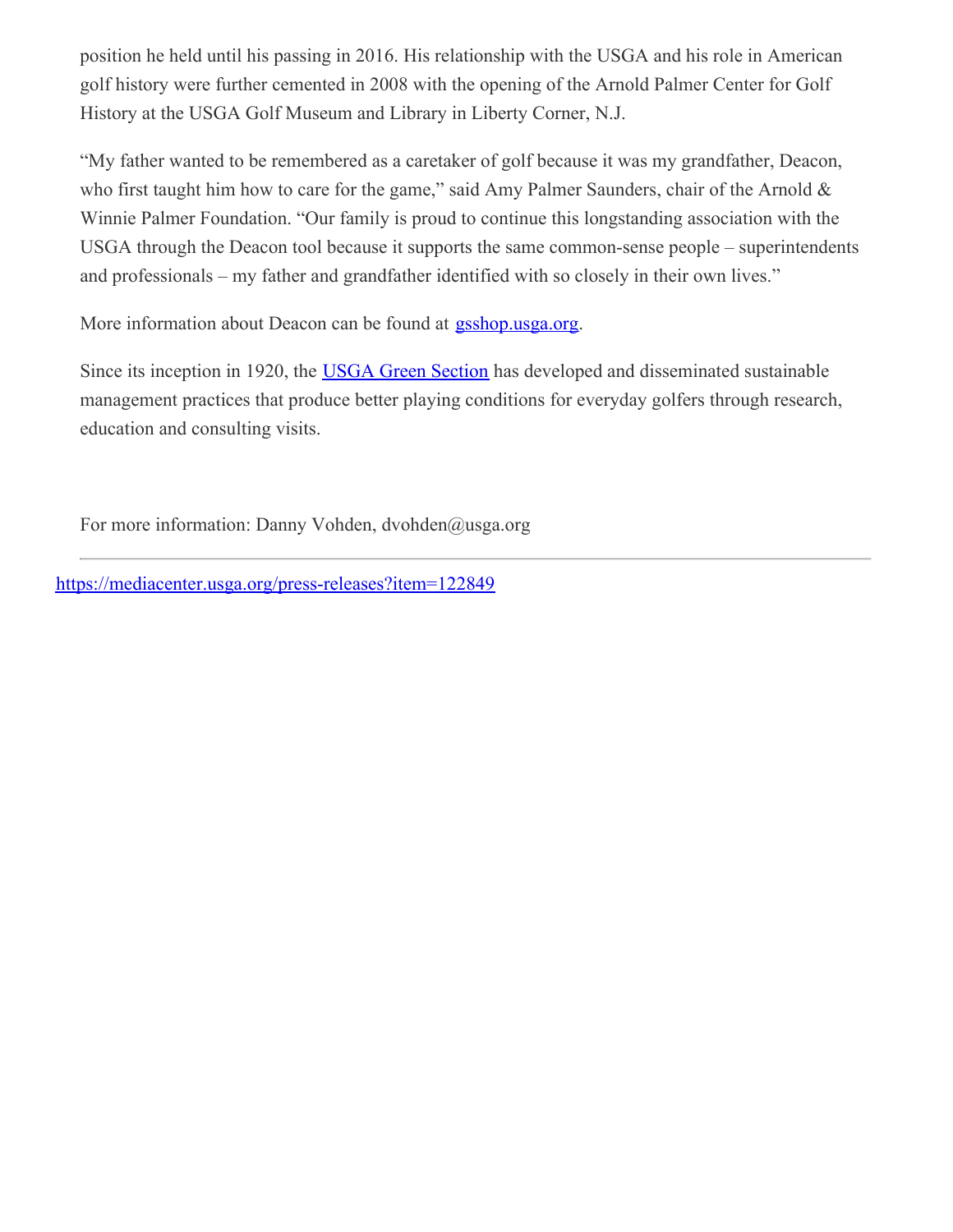position he held until his passing in 2016. His relationship with the USGA and his role in American golf history were further cemented in 2008 with the opening of the Arnold Palmer Center for Golf History at the USGA Golf Museum and Library in Liberty Corner, N.J.

"My father wanted to be remembered as a caretaker of golf because it was my grandfather, Deacon, who first taught him how to care for the game," said Amy Palmer Saunders, chair of the Arnold & Winnie Palmer Foundation. "Our family is proud to continue this longstanding association with the USGA through the Deacon tool because it supports the same common-sense people – superintendents and professionals – my father and grandfather identified with so closely in their own lives."

More information about Deacon can be found at [gsshop.usga.org](gsshop.usga.org).

Since its inception in 1920, the [USGA Green Section](USGA Green Section) has developed and disseminated sustainable management practices that produce better playing conditions for everyday golfers through research, education and consulting visits.

For more information: Danny Vohden, dvohden@usga.org

---

https://mediacenter.usga.org/press-releases?item=122849